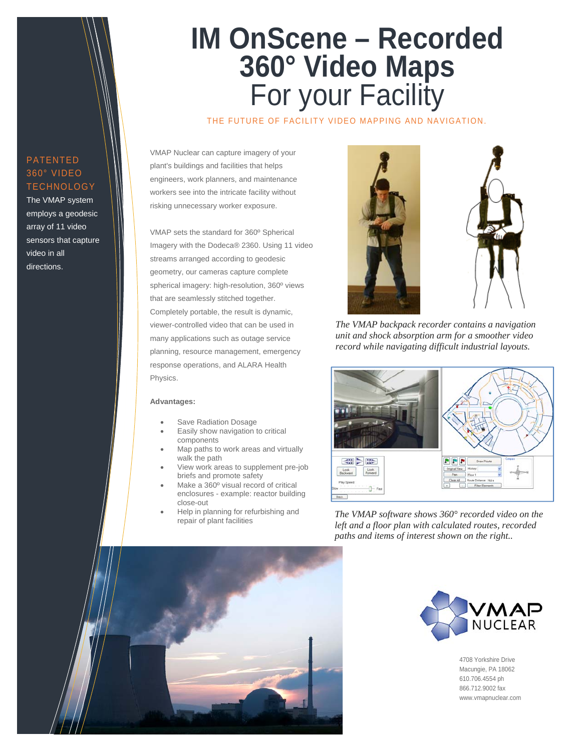# IM OnScene – Recorded 360° Video Maps For your Facility

THE FUTURE OF FACILITY VIDEO MAPPING AND NAVIGATION.

## PATENTED 360° VIDEO TECHNOLOGY

The VMAP system employs a geodesic array of 11 video sensors that capture video in all directions.

VMAP Nuclear can capture imagery of your plant's buildings and facilities that helps engineers, work planners, and maintenance workers see into the intricate facility without risking unnecessary worker exposure.

VMAP sets the standard for 360º Spherical Imagery with the Dodeca® 2360. Using 11 video streams arranged according to geodesic geometry, our cameras capture complete spherical imagery: high-resolution, 360º views that are seamlessly stitched together. Completely portable, the result is dynamic, viewer-controlled video that can be used in many applications such as outage service planning, resource management, emergency response operations, and ALARA Health Physics.

**Advantages:**

- Save Radiation Dosage
- Easily show navigation to critical components
- Map paths to work areas and virtually walk the path
- View work areas to supplement pre-job briefs and promote safety
- Make a 360º visual record of critical enclosures - example: reactor building close-out
- Help in planning for refurbishing and repair of plant facilities

*The VMAP backpack recorder contains a navigation unit and shock absorption arm for a smoother video record while navigating difficult industrial layouts.*

*The VMAP software shows 360° recorded video on the left and a floor plan with calculated routes, recorded paths and items of interest shown on the right..*

VMAP NUCLEAR

4708 Yorkshire Drive
Macungie, PA 18062
610.706.4554 ph
866.712.9002 fax
www.vmapnuclear.com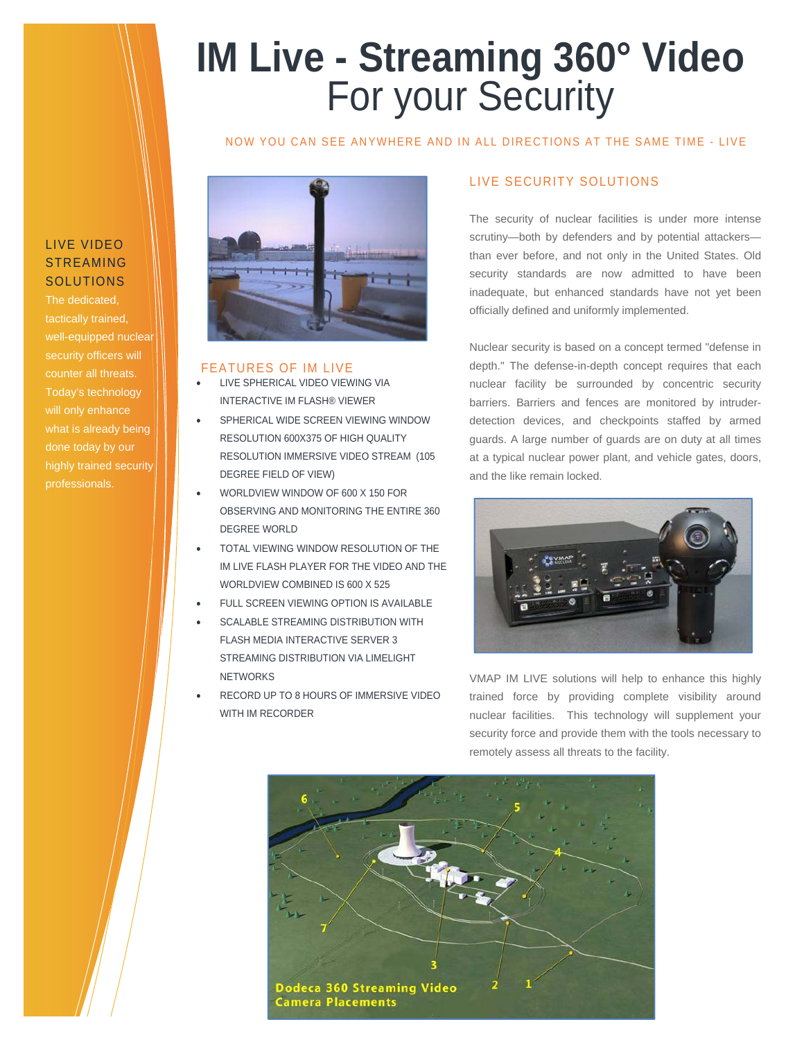# IM Live - Streaming 360° Video For your Security

NOW YOU CAN SEE ANYWHERE AND IN ALL DIRECTIONS AT THE SAME TIME - LIVE

## LIVE VIDEO STREAMING SOLUTIONS

The dedicated, tactically trained, well-equipped nuclear security officers will counter all threats. Today's technology will only enhance what is already being done today by our highly trained security professionals.

## FEATURES OF IM LIVE

- LIVE SPHERICAL VIDEO VIEWING VIA INTERACTIVE IM FLASH® VIEWER
- SPHERICAL WIDE SCREEN VIEWING WINDOW RESOLUTION 600X375 OF HIGH QUALITY RESOLUTION IMMERSIVE VIDEO STREAM (105 DEGREE FIELD OF VIEW)
- WORLDVIEW WINDOW OF 600 X 150 FOR OBSERVING AND MONITORING THE ENTIRE 360 DEGREE WORLD
- TOTAL VIEWING WINDOW RESOLUTION OF THE IM LIVE FLASH PLAYER FOR THE VIDEO AND THE WORLDVIEW COMBINED IS 600 X 525
- FULL SCREEN VIEWING OPTION IS AVAILABLE
- SCALABLE STREAMING DISTRIBUTION WITH FLASH MEDIA INTERACTIVE SERVER 3 STREAMING DISTRIBUTION VIA LIMELIGHT NETWORKS
- RECORD UP TO 8 HOURS OF IMMERSIVE VIDEO WITH IM RECORDER

## LIVE SECURITY SOLUTIONS

The security of nuclear facilities is under more intense scrutiny—both by defenders and by potential attackers—than ever before, and not only in the United States. Old security standards are now admitted to have been inadequate, but enhanced standards have not yet been officially defined and uniformly implemented.

Nuclear security is based on a concept termed "defense in depth." The defense-in-depth concept requires that each nuclear facility be surrounded by concentric security barriers. Barriers and fences are monitored by intruder-detection devices, and checkpoints staffed by armed guards. A large number of guards are on duty at all times at a typical nuclear power plant, and vehicle gates, doors, and the like remain locked.

VMAP IM LIVE solutions will help to enhance this highly trained force by providing complete visibility around nuclear facilities. This technology will supplement your security force and provide them with the tools necessary to remotely assess all threats to the facility.

Dodeca 360 Streaming Video Camera Placements

6 5 4 7 3 2 1